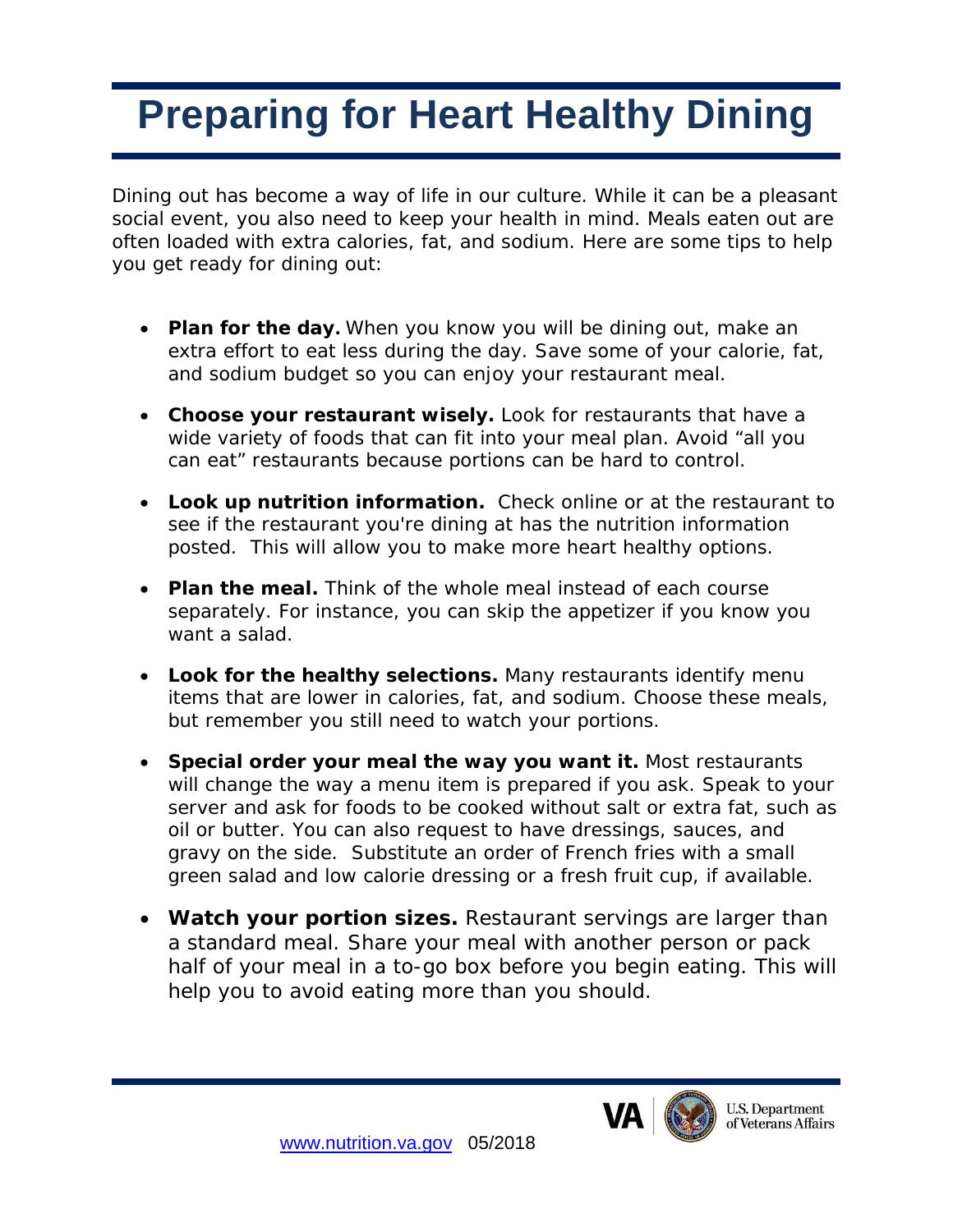# Preparing for Heart Healthy Dining

Dining out has become a way of life in our culture. While it can be a pleasant social event, you also need to keep your health in mind. Meals eaten out are often loaded with extra calories, fat, and sodium. Here are some tips to help you get ready for dining out:

- **Plan for the day.** When you know you will be dining out, make an extra effort to eat less during the day. Save some of your calorie, fat, and sodium budget so you can enjoy your restaurant meal.
- **Choose your restaurant wisely.** Look for restaurants that have a wide variety of foods that can fit into your meal plan. Avoid "all you can eat" restaurants because portions can be hard to control.
- **Look up nutrition information.** Check online or at the restaurant to see if the restaurant you're dining at has the nutrition information posted. This will allow you to make more heart healthy options.
- **Plan the meal.** Think of the whole meal instead of each course separately. For instance, you can skip the appetizer if you know you want a salad.
- **Look for the healthy selections.** Many restaurants identify menu items that are lower in calories, fat, and sodium. Choose these meals, but remember you still need to watch your portions.
- **Special order your meal the way you want it.** Most restaurants will change the way a menu item is prepared if you ask. Speak to your server and ask for foods to be cooked without salt or extra fat, such as oil or butter. You can also request to have dressings, sauces, and gravy on the side. Substitute an order of French fries with a small green salad and low calorie dressing or a fresh fruit cup, if available.
- **Watch your portion sizes.** Restaurant servings are larger than a standard meal. Share your meal with another person or pack half of your meal in a to-go box before you begin eating. This will help you to avoid eating more than you should.

www.nutrition.va.gov 05/2018

VA | U.S. Department of Veterans Affairs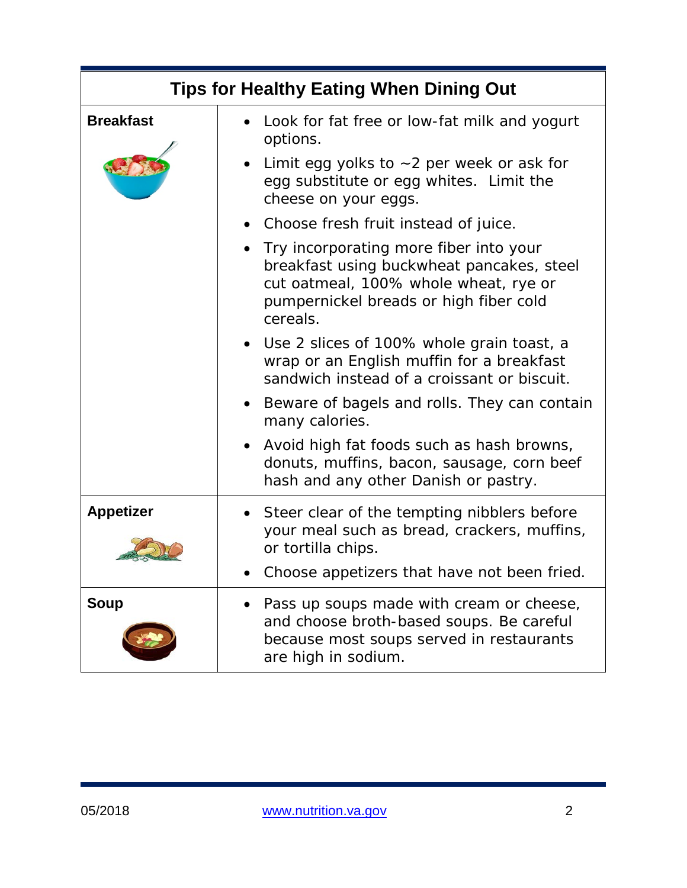| Tips for Healthy Eating When Dining Out | |
|---|---|
| **Breakfast** | • Look for fat free or low-fat milk and yogurt options.<br>• Limit egg yolks to ~2 per week or ask for egg substitute or egg whites. Limit the cheese on your eggs.<br>• Choose fresh fruit instead of juice.<br>• Try incorporating more fiber into your breakfast using buckwheat pancakes, steel cut oatmeal, 100% whole wheat, rye or pumpernickel breads or high fiber cold cereals.<br>• Use 2 slices of 100% whole grain toast, a wrap or an English muffin for a breakfast sandwich instead of a croissant or biscuit.<br>• Beware of bagels and rolls. They can contain many calories.<br>• Avoid high fat foods such as hash browns, donuts, muffins, bacon, sausage, corn beef hash and any other Danish or pastry. |
| **Appetizer** | • Steer clear of the tempting nibblers before your meal such as bread, crackers, muffins, or tortilla chips.<br>• Choose appetizers that have not been fried. |
| **Soup** | • Pass up soups made with cream or cheese, and choose broth-based soups. Be careful because most soups served in restaurants are high in sodium. |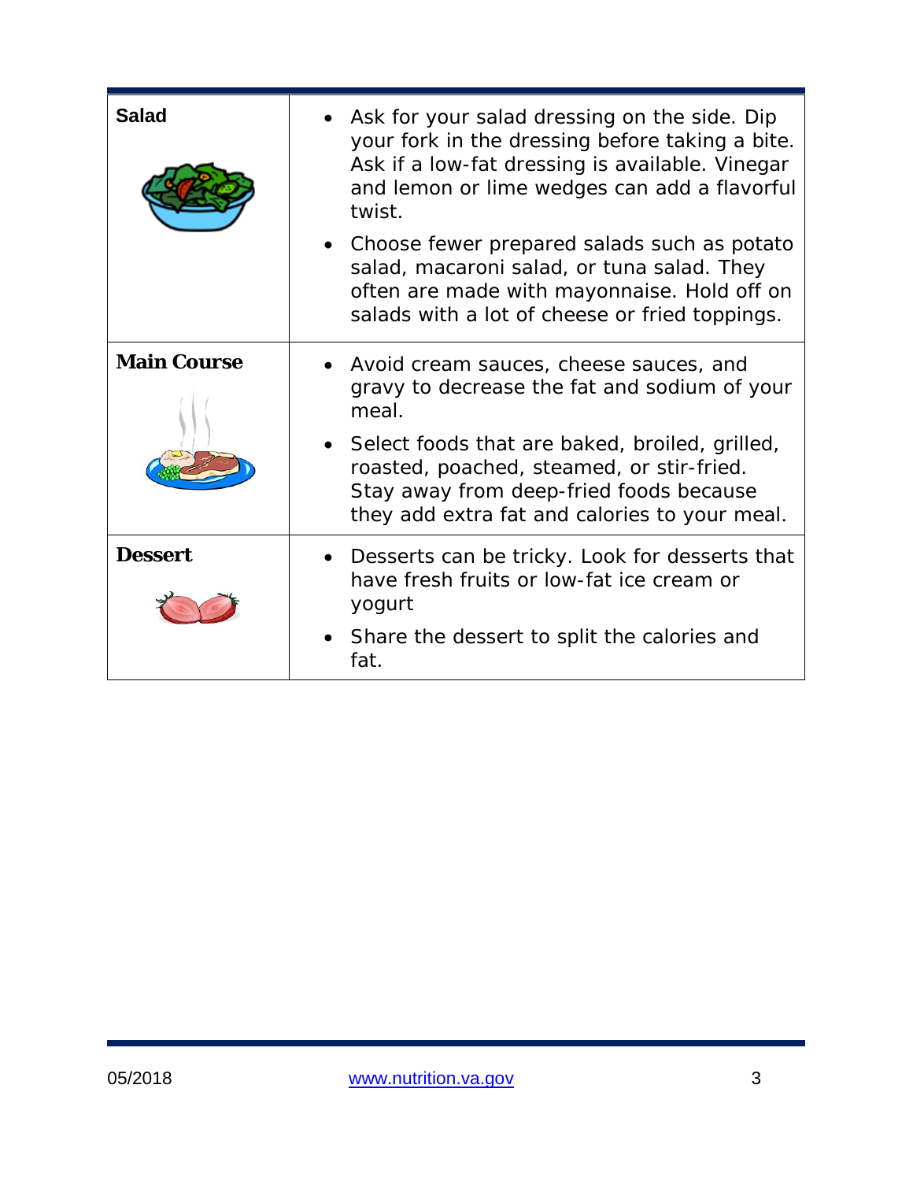| | |
|---|---|
| **Salad** | • Ask for your salad dressing on the side. Dip your fork in the dressing before taking a bite. Ask if a low-fat dressing is available. Vinegar and lemon or lime wedges can add a flavorful twist.<br>• Choose fewer prepared salads such as potato salad, macaroni salad, or tuna salad. They often are made with mayonnaise. Hold off on salads with a lot of cheese or fried toppings. |
| **Main Course** | • Avoid cream sauces, cheese sauces, and gravy to decrease the fat and sodium of your meal.<br>• Select foods that are baked, broiled, grilled, roasted, poached, steamed, or stir-fried. Stay away from deep-fried foods because they add extra fat and calories to your meal. |
| **Dessert** | • Desserts can be tricky. Look for desserts that have fresh fruits or low-fat ice cream or yogurt<br>• Share the dessert to split the calories and fat. |

05/2018 [www.nutrition.va.gov](http://www.nutrition.va.gov)